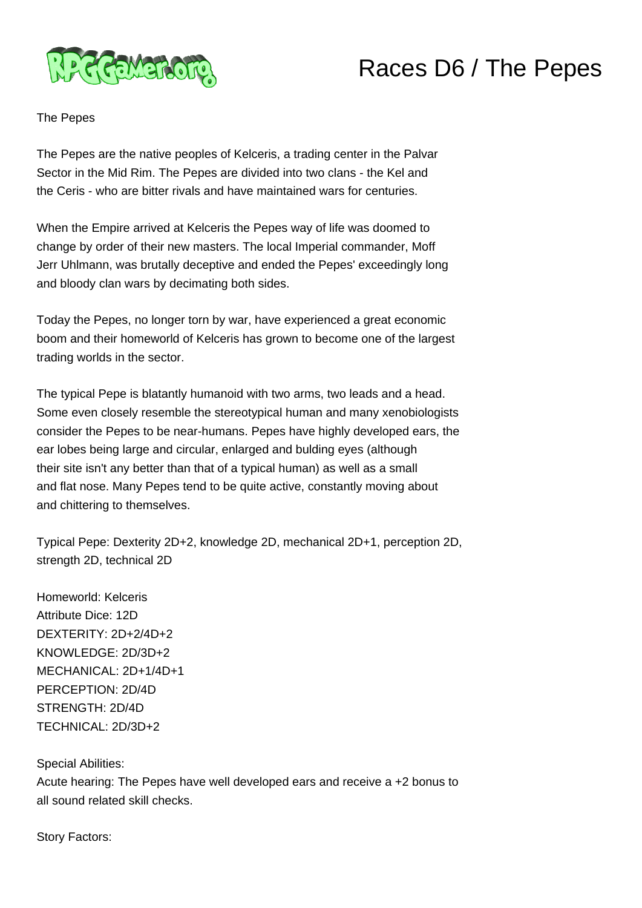# Races D6 / The Pepes

The Pepes

The Pepes are the native peoples of Kelceris, a trading center in the Palvar Sector in the Mid Rim. The Pepes are divided into two clans - the Kel and the Ceris - who are bitter rivals and have maintained wars for centuries.

When the Empire arrived at Kelceris the Pepes way of life was doomed to change by order of their new masters. The local Imperial commander, Moff Jerr Uhlmann, was brutally deceptive and ended the Pepes' exceedingly long and bloody clan wars by decimating both sides.

Today the Pepes, no longer torn by war, have experienced a great economic boom and their homeworld of Kelceris has grown to become one of the largest trading worlds in the sector.

The typical Pepe is blatantly humanoid with two arms, two leads and a head. Some even closely resemble the stereotypical human and many xenobiologists consider the Pepes to be near-humans. Pepes have highly developed ears, the ear lobes being large and circular, enlarged and bulding eyes (although their site isn't any better than that of a typical human) as well as a small and flat nose. Many Pepes tend to be quite active, constantly moving about and chittering to themselves.

Typical Pepe: Dexterity 2D+2, knowledge 2D, mechanical 2D+1, perception 2D, strength 2D, technical 2D

Homeworld: Kelceris
Attribute Dice: 12D
DEXTERITY: 2D+2/4D+2
KNOWLEDGE: 2D/3D+2
MECHANICAL: 2D+1/4D+1
PERCEPTION: 2D/4D
STRENGTH: 2D/4D
TECHNICAL: 2D/3D+2

Special Abilities:
Acute hearing: The Pepes have well developed ears and receive a +2 bonus to all sound related skill checks.

Story Factors: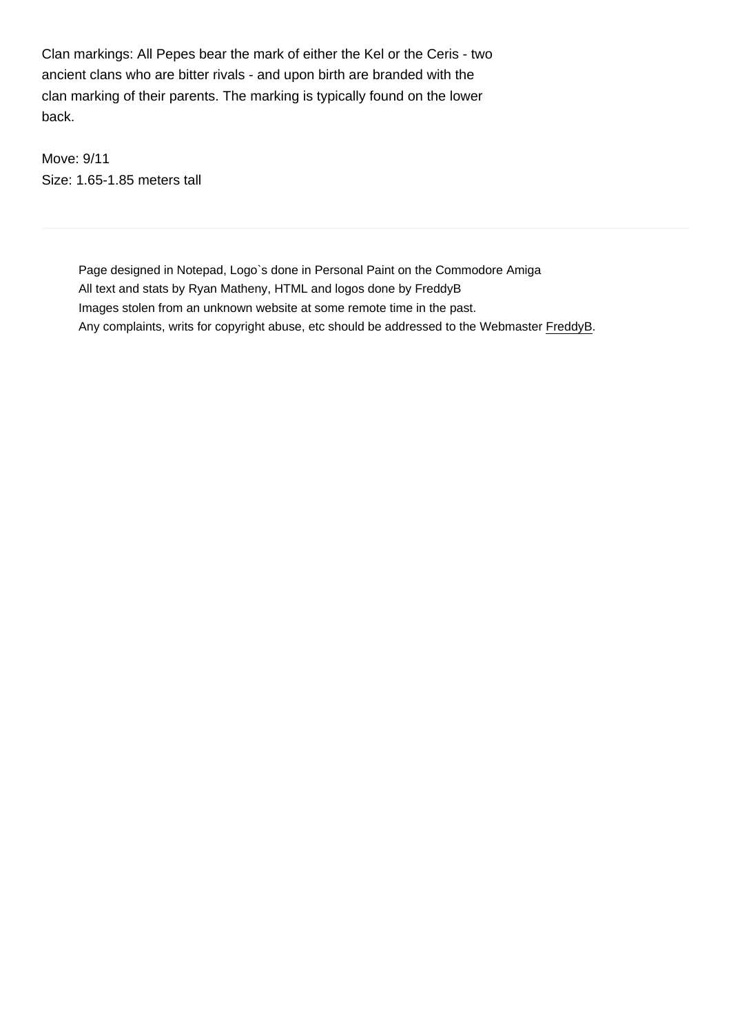Clan markings: All Pepes bear the mark of either the Kel or the Ceris - two ancient clans who are bitter rivals - and upon birth are branded with the clan marking of their parents. The marking is typically found on the lower back.

Move: 9/11
Size: 1.65-1.85 meters tall

---

Page designed in Notepad, Logo`s done in Personal Paint on the Commodore Amiga
All text and stats by Ryan Matheny, HTML and logos done by FreddyB
Images stolen from an unknown website at some remote time in the past.
Any complaints, writs for copyright abuse, etc should be addressed to the Webmaster FreddyB.